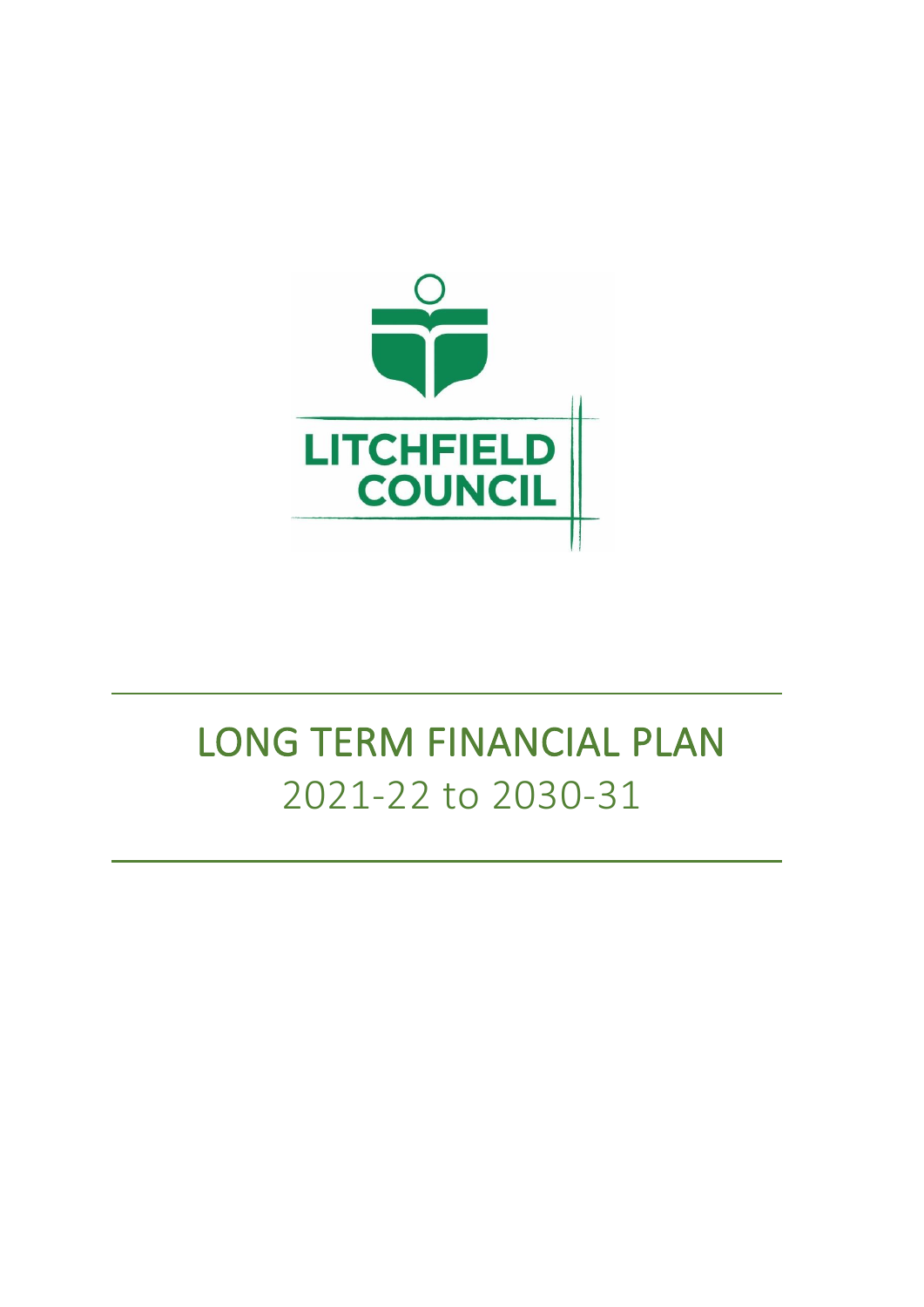LITCHFIELD COUNCIL

# LONG TERM FINANCIAL PLAN

2021-22 to 2030-31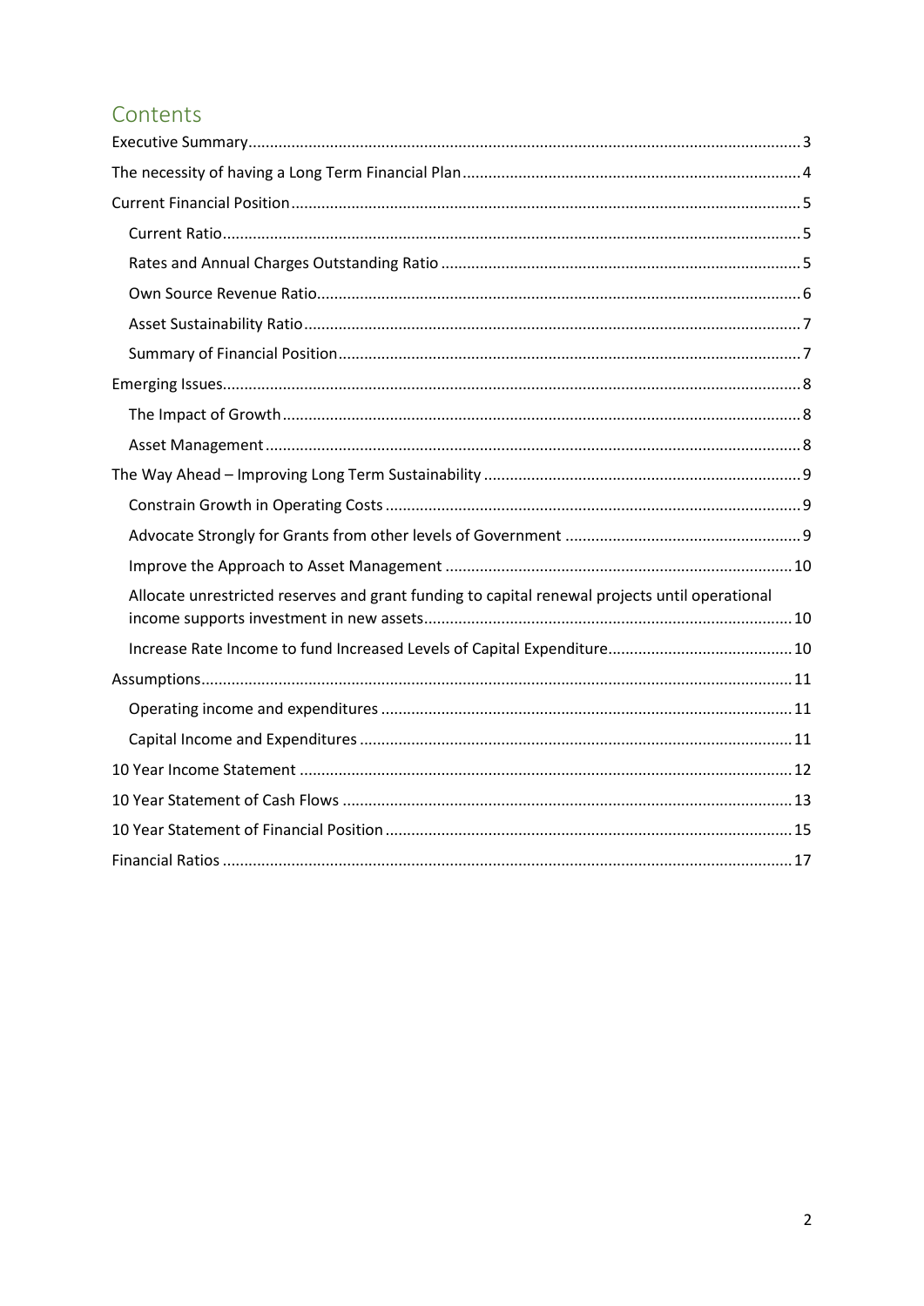# Contents

Executive Summary.......................................................................................................................3

The necessity of having a Long Term Financial Plan.....................................................................4

Current Financial Position.............................................................................................................5

- Current Ratio.............................................................................................................................5
- Rates and Annual Charges Outstanding Ratio...........................................................................5
- Own Source Revenue Ratio.......................................................................................................6
- Asset Sustainability Ratio..........................................................................................................7
- Summary of Financial Position..................................................................................................7

Emerging Issues.............................................................................................................................8

- The Impact of Growth...............................................................................................................8
- Asset Management....................................................................................................................8

The Way Ahead – Improving Long Term Sustainability.................................................................9

- Constrain Growth in Operating Costs........................................................................................9
- Advocate Strongly for Grants from other levels of Government...............................................9
- Improve the Approach to Asset Management.........................................................................10
- Allocate unrestricted reserves and grant funding to capital renewal projects until operational income supports investment in new assets.............................................................................10
- Increase Rate Income to fund Increased Levels of Capital Expenditure..................................10

Assumptions................................................................................................................................11

- Operating income and expenditures.......................................................................................11
- Capital Income and Expenditures............................................................................................11

10 Year Income Statement...........................................................................................................12

10 Year Statement of Cash Flows.................................................................................................13

10 Year Statement of Financial Position.......................................................................................15

Financial Ratios............................................................................................................................17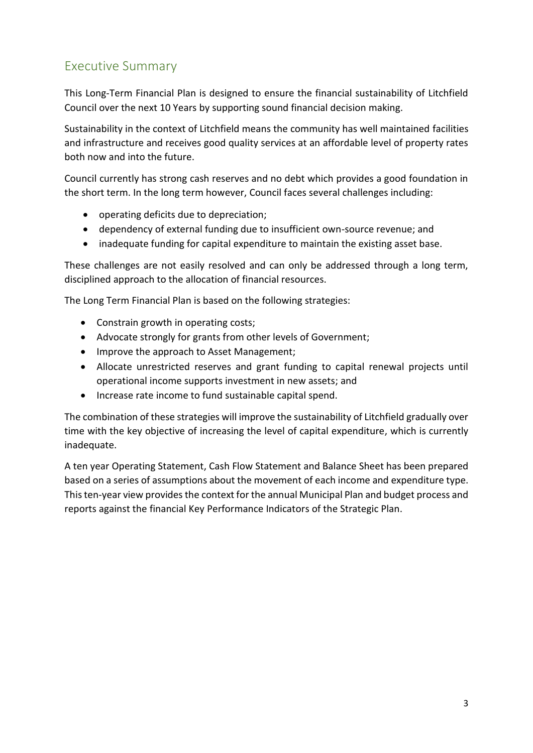## Executive Summary

This Long-Term Financial Plan is designed to ensure the financial sustainability of Litchfield Council over the next 10 Years by supporting sound financial decision making.

Sustainability in the context of Litchfield means the community has well maintained facilities and infrastructure and receives good quality services at an affordable level of property rates both now and into the future.

Council currently has strong cash reserves and no debt which provides a good foundation in the short term. In the long term however, Council faces several challenges including:

- operating deficits due to depreciation;
- dependency of external funding due to insufficient own-source revenue; and
- inadequate funding for capital expenditure to maintain the existing asset base.

These challenges are not easily resolved and can only be addressed through a long term, disciplined approach to the allocation of financial resources.

The Long Term Financial Plan is based on the following strategies:

- Constrain growth in operating costs;
- Advocate strongly for grants from other levels of Government;
- Improve the approach to Asset Management;
- Allocate unrestricted reserves and grant funding to capital renewal projects until operational income supports investment in new assets; and
- Increase rate income to fund sustainable capital spend.

The combination of these strategies will improve the sustainability of Litchfield gradually over time with the key objective of increasing the level of capital expenditure, which is currently inadequate.

A ten year Operating Statement, Cash Flow Statement and Balance Sheet has been prepared based on a series of assumptions about the movement of each income and expenditure type. This ten-year view provides the context for the annual Municipal Plan and budget process and reports against the financial Key Performance Indicators of the Strategic Plan.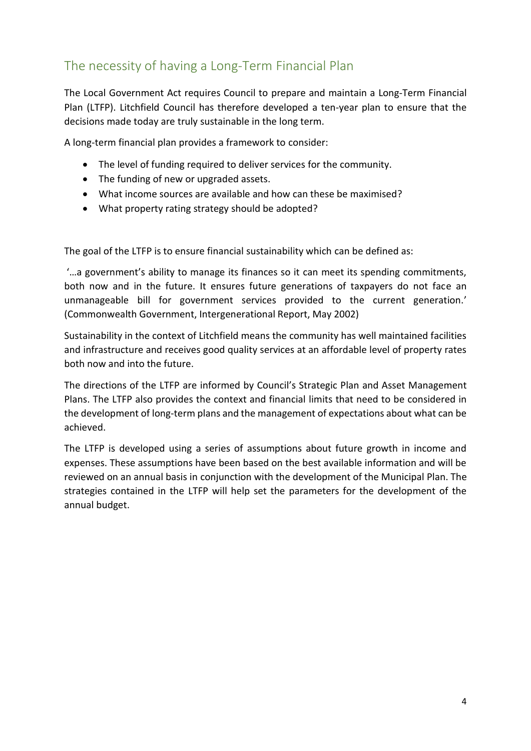## The necessity of having a Long-Term Financial Plan

The Local Government Act requires Council to prepare and maintain a Long-Term Financial Plan (LTFP). Litchfield Council has therefore developed a ten-year plan to ensure that the decisions made today are truly sustainable in the long term.

A long-term financial plan provides a framework to consider:

- The level of funding required to deliver services for the community.
- The funding of new or upgraded assets.
- What income sources are available and how can these be maximised?
- What property rating strategy should be adopted?

The goal of the LTFP is to ensure financial sustainability which can be defined as:

'…a government's ability to manage its finances so it can meet its spending commitments, both now and in the future. It ensures future generations of taxpayers do not face an unmanageable bill for government services provided to the current generation.' (Commonwealth Government, Intergenerational Report, May 2002)

Sustainability in the context of Litchfield means the community has well maintained facilities and infrastructure and receives good quality services at an affordable level of property rates both now and into the future.

The directions of the LTFP are informed by Council's Strategic Plan and Asset Management Plans. The LTFP also provides the context and financial limits that need to be considered in the development of long-term plans and the management of expectations about what can be achieved.

The LTFP is developed using a series of assumptions about future growth in income and expenses. These assumptions have been based on the best available information and will be reviewed on an annual basis in conjunction with the development of the Municipal Plan. The strategies contained in the LTFP will help set the parameters for the development of the annual budget.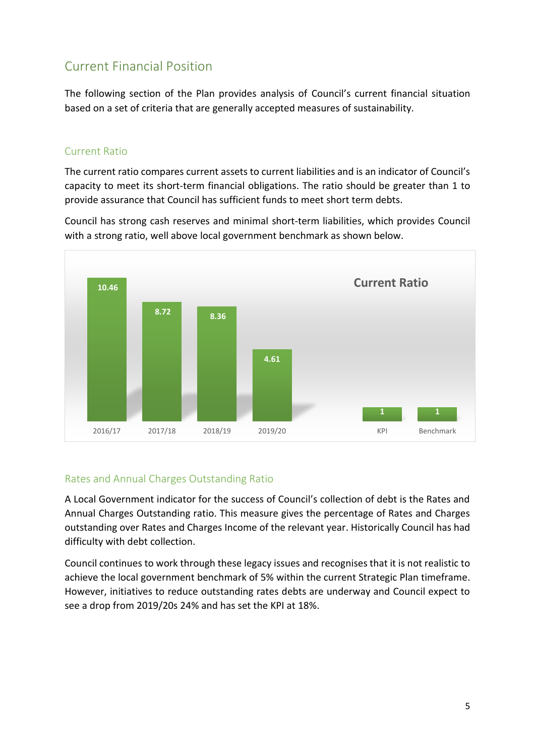## Current Financial Position

The following section of the Plan provides analysis of Council's current financial situation based on a set of criteria that are generally accepted measures of sustainability.

### Current Ratio

The current ratio compares current assets to current liabilities and is an indicator of Council's capacity to meet its short-term financial obligations. The ratio should be greater than 1 to provide assurance that Council has sufficient funds to meet short term debts.

Council has strong cash reserves and minimal short-term liabilities, which provides Council with a strong ratio, well above local government benchmark as shown below.

**Current Ratio**

| 2016/17 | 2017/18 | 2018/19 | 2019/20 | KPI | Benchmark |
|---|---|---|---|---|---|
| 10.46 | 8.72 | 8.36 | 4.61 | 1 | 1 |

### Rates and Annual Charges Outstanding Ratio

A Local Government indicator for the success of Council's collection of debt is the Rates and Annual Charges Outstanding ratio. This measure gives the percentage of Rates and Charges outstanding over Rates and Charges Income of the relevant year. Historically Council has had difficulty with debt collection.

Council continues to work through these legacy issues and recognises that it is not realistic to achieve the local government benchmark of 5% within the current Strategic Plan timeframe. However, initiatives to reduce outstanding rates debts are underway and Council expect to see a drop from 2019/20s 24% and has set the KPI at 18%.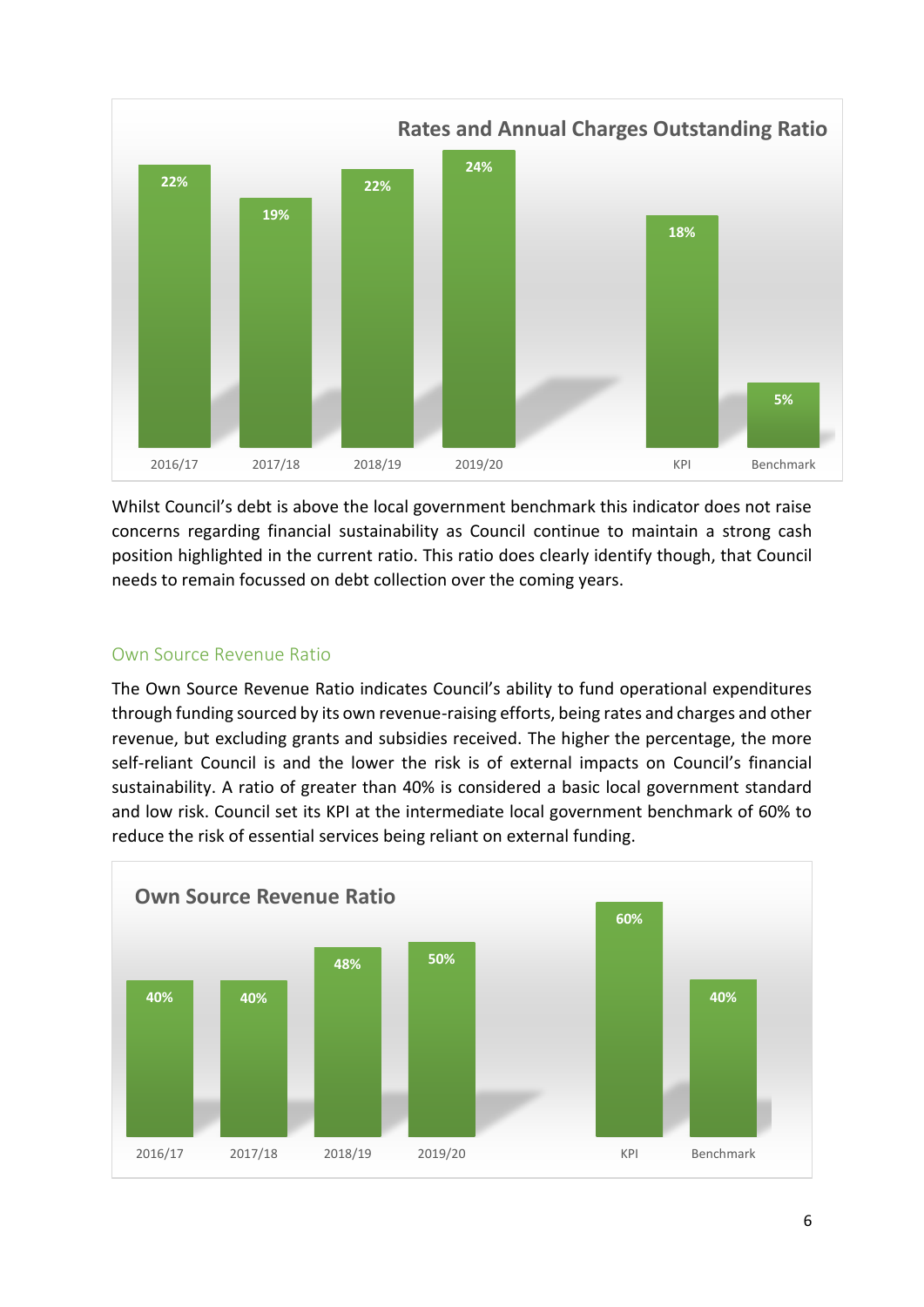**Rates and Annual Charges Outstanding Ratio**

| 2016/17 | 2017/18 | 2018/19 | 2019/20 | KPI | Benchmark |
|---|---|---|---|---|---|
| 22% | 19% | 22% | 24% | 18% | 5% |

Whilst Council's debt is above the local government benchmark this indicator does not raise concerns regarding financial sustainability as Council continue to maintain a strong cash position highlighted in the current ratio. This ratio does clearly identify though, that Council needs to remain focussed on debt collection over the coming years.

## Own Source Revenue Ratio

The Own Source Revenue Ratio indicates Council's ability to fund operational expenditures through funding sourced by its own revenue-raising efforts, being rates and charges and other revenue, but excluding grants and subsidies received. The higher the percentage, the more self-reliant Council is and the lower the risk is of external impacts on Council's financial sustainability. A ratio of greater than 40% is considered a basic local government standard and low risk. Council set its KPI at the intermediate local government benchmark of 60% to reduce the risk of essential services being reliant on external funding.

**Own Source Revenue Ratio**

| 2016/17 | 2017/18 | 2018/19 | 2019/20 | KPI | Benchmark |
|---|---|---|---|---|---|
| 40% | 40% | 48% | 50% | 60% | 40% |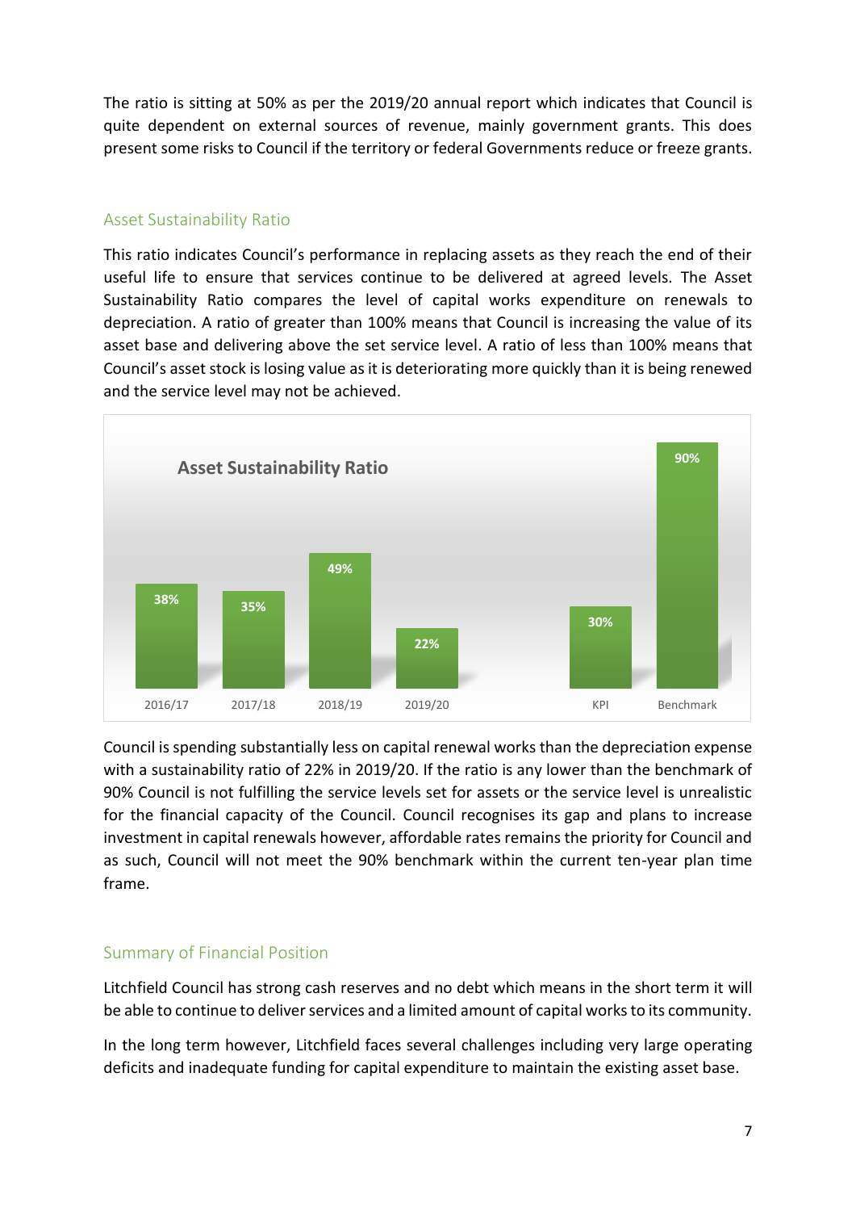The ratio is sitting at 50% as per the 2019/20 annual report which indicates that Council is quite dependent on external sources of revenue, mainly government grants. This does present some risks to Council if the territory or federal Governments reduce or freeze grants.

## Asset Sustainability Ratio

This ratio indicates Council's performance in replacing assets as they reach the end of their useful life to ensure that services continue to be delivered at agreed levels. The Asset Sustainability Ratio compares the level of capital works expenditure on renewals to depreciation. A ratio of greater than 100% means that Council is increasing the value of its asset base and delivering above the set service level. A ratio of less than 100% means that Council's asset stock is losing value as it is deteriorating more quickly than it is being renewed and the service level may not be achieved.

**Asset Sustainability Ratio**

| 2016/17 | 2017/18 | 2018/19 | 2019/20 | KPI | Benchmark |
|---|---|---|---|---|---|
| 38% | 35% | 49% | 22% | 30% | 90% |

Council is spending substantially less on capital renewal works than the depreciation expense with a sustainability ratio of 22% in 2019/20. If the ratio is any lower than the benchmark of 90% Council is not fulfilling the service levels set for assets or the service level is unrealistic for the financial capacity of the Council. Council recognises its gap and plans to increase investment in capital renewals however, affordable rates remains the priority for Council and as such, Council will not meet the 90% benchmark within the current ten-year plan time frame.

## Summary of Financial Position

Litchfield Council has strong cash reserves and no debt which means in the short term it will be able to continue to deliver services and a limited amount of capital works to its community.

In the long term however, Litchfield faces several challenges including very large operating deficits and inadequate funding for capital expenditure to maintain the existing asset base.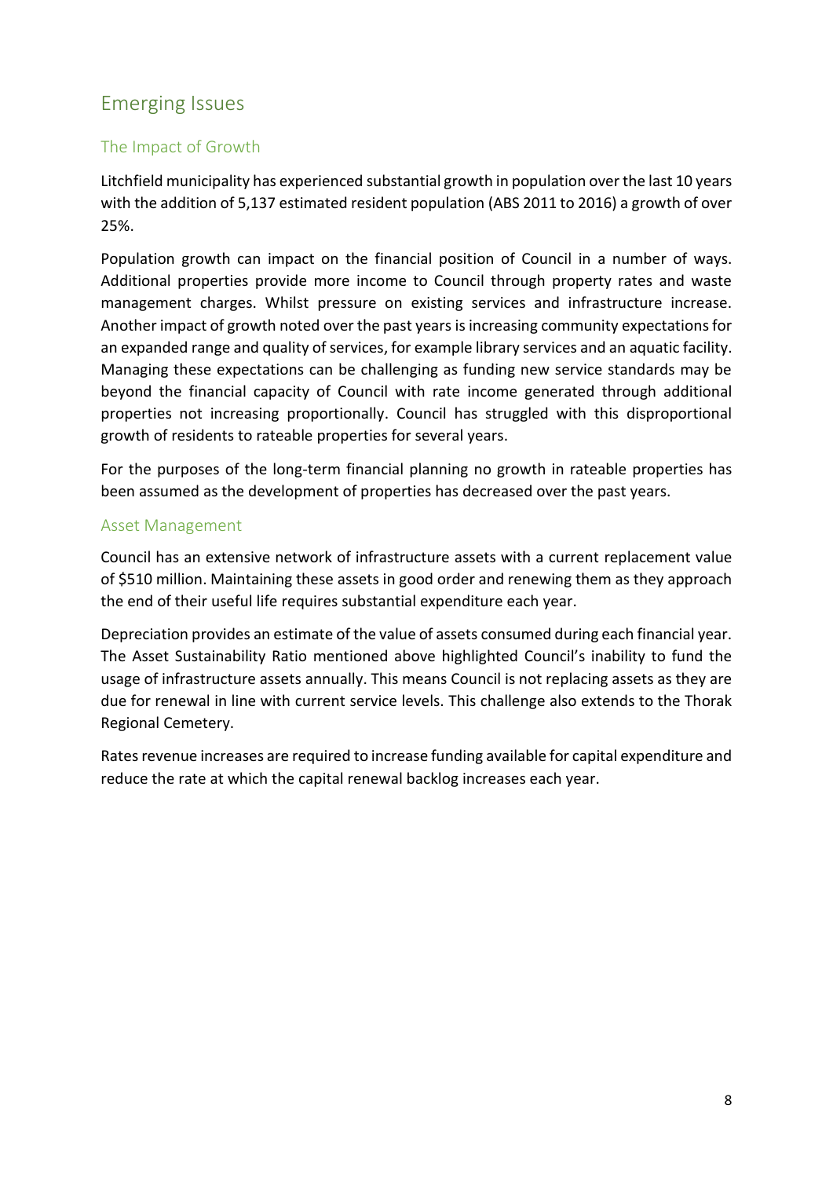## Emerging Issues

### The Impact of Growth

Litchfield municipality has experienced substantial growth in population over the last 10 years with the addition of 5,137 estimated resident population (ABS 2011 to 2016) a growth of over 25%.

Population growth can impact on the financial position of Council in a number of ways. Additional properties provide more income to Council through property rates and waste management charges. Whilst pressure on existing services and infrastructure increase. Another impact of growth noted over the past years is increasing community expectations for an expanded range and quality of services, for example library services and an aquatic facility. Managing these expectations can be challenging as funding new service standards may be beyond the financial capacity of Council with rate income generated through additional properties not increasing proportionally. Council has struggled with this disproportional growth of residents to rateable properties for several years.

For the purposes of the long-term financial planning no growth in rateable properties has been assumed as the development of properties has decreased over the past years.

### Asset Management

Council has an extensive network of infrastructure assets with a current replacement value of $510 million. Maintaining these assets in good order and renewing them as they approach the end of their useful life requires substantial expenditure each year.

Depreciation provides an estimate of the value of assets consumed during each financial year. The Asset Sustainability Ratio mentioned above highlighted Council's inability to fund the usage of infrastructure assets annually. This means Council is not replacing assets as they are due for renewal in line with current service levels. This challenge also extends to the Thorak Regional Cemetery.

Rates revenue increases are required to increase funding available for capital expenditure and reduce the rate at which the capital renewal backlog increases each year.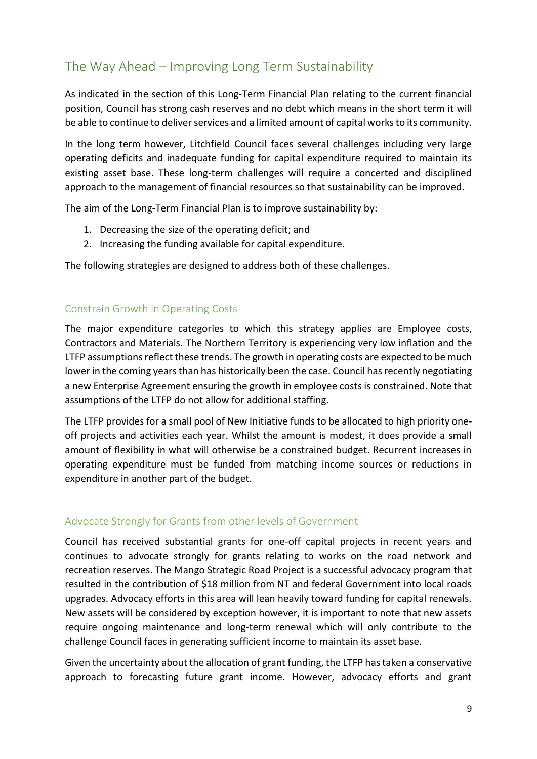## The Way Ahead – Improving Long Term Sustainability

As indicated in the section of this Long-Term Financial Plan relating to the current financial position, Council has strong cash reserves and no debt which means in the short term it will be able to continue to deliver services and a limited amount of capital works to its community.

In the long term however, Litchfield Council faces several challenges including very large operating deficits and inadequate funding for capital expenditure required to maintain its existing asset base. These long-term challenges will require a concerted and disciplined approach to the management of financial resources so that sustainability can be improved.

The aim of the Long-Term Financial Plan is to improve sustainability by:

1. Decreasing the size of the operating deficit; and
2. Increasing the funding available for capital expenditure.

The following strategies are designed to address both of these challenges.

### Constrain Growth in Operating Costs

The major expenditure categories to which this strategy applies are Employee costs, Contractors and Materials. The Northern Territory is experiencing very low inflation and the LTFP assumptions reflect these trends. The growth in operating costs are expected to be much lower in the coming years than has historically been the case. Council has recently negotiating a new Enterprise Agreement ensuring the growth in employee costs is constrained. Note that assumptions of the LTFP do not allow for additional staffing.

The LTFP provides for a small pool of New Initiative funds to be allocated to high priority one-off projects and activities each year. Whilst the amount is modest, it does provide a small amount of flexibility in what will otherwise be a constrained budget. Recurrent increases in operating expenditure must be funded from matching income sources or reductions in expenditure in another part of the budget.

### Advocate Strongly for Grants from other levels of Government

Council has received substantial grants for one-off capital projects in recent years and continues to advocate strongly for grants relating to works on the road network and recreation reserves. The Mango Strategic Road Project is a successful advocacy program that resulted in the contribution of $18 million from NT and federal Government into local roads upgrades. Advocacy efforts in this area will lean heavily toward funding for capital renewals. New assets will be considered by exception however, it is important to note that new assets require ongoing maintenance and long-term renewal which will only contribute to the challenge Council faces in generating sufficient income to maintain its asset base.

Given the uncertainty about the allocation of grant funding, the LTFP has taken a conservative approach to forecasting future grant income. However, advocacy efforts and grant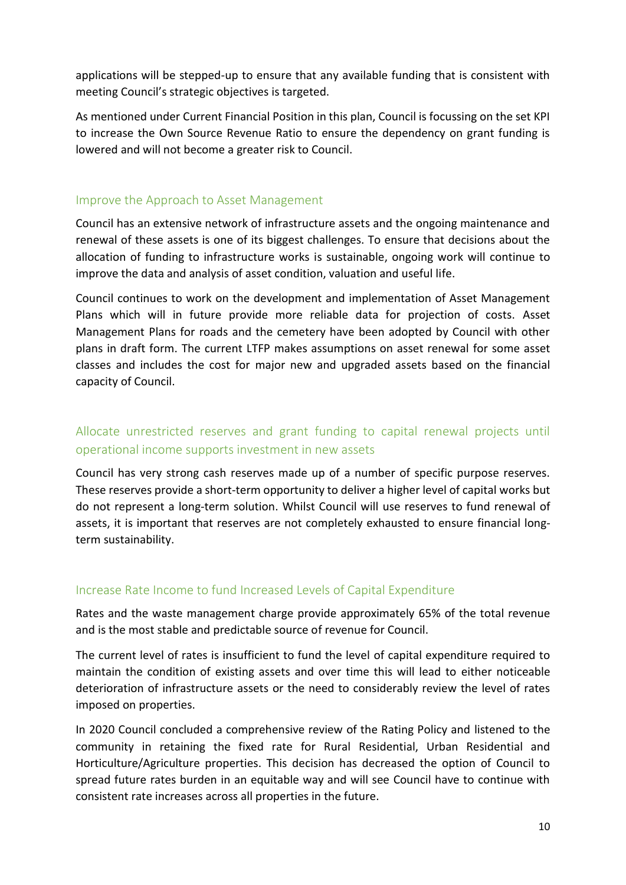applications will be stepped-up to ensure that any available funding that is consistent with meeting Council's strategic objectives is targeted.

As mentioned under Current Financial Position in this plan, Council is focussing on the set KPI to increase the Own Source Revenue Ratio to ensure the dependency on grant funding is lowered and will not become a greater risk to Council.

## Improve the Approach to Asset Management

Council has an extensive network of infrastructure assets and the ongoing maintenance and renewal of these assets is one of its biggest challenges. To ensure that decisions about the allocation of funding to infrastructure works is sustainable, ongoing work will continue to improve the data and analysis of asset condition, valuation and useful life.

Council continues to work on the development and implementation of Asset Management Plans which will in future provide more reliable data for projection of costs. Asset Management Plans for roads and the cemetery have been adopted by Council with other plans in draft form. The current LTFP makes assumptions on asset renewal for some asset classes and includes the cost for major new and upgraded assets based on the financial capacity of Council.

## Allocate unrestricted reserves and grant funding to capital renewal projects until operational income supports investment in new assets

Council has very strong cash reserves made up of a number of specific purpose reserves. These reserves provide a short-term opportunity to deliver a higher level of capital works but do not represent a long-term solution. Whilst Council will use reserves to fund renewal of assets, it is important that reserves are not completely exhausted to ensure financial long-term sustainability.

## Increase Rate Income to fund Increased Levels of Capital Expenditure

Rates and the waste management charge provide approximately 65% of the total revenue and is the most stable and predictable source of revenue for Council.

The current level of rates is insufficient to fund the level of capital expenditure required to maintain the condition of existing assets and over time this will lead to either noticeable deterioration of infrastructure assets or the need to considerably review the level of rates imposed on properties.

In 2020 Council concluded a comprehensive review of the Rating Policy and listened to the community in retaining the fixed rate for Rural Residential, Urban Residential and Horticulture/Agriculture properties. This decision has decreased the option of Council to spread future rates burden in an equitable way and will see Council have to continue with consistent rate increases across all properties in the future.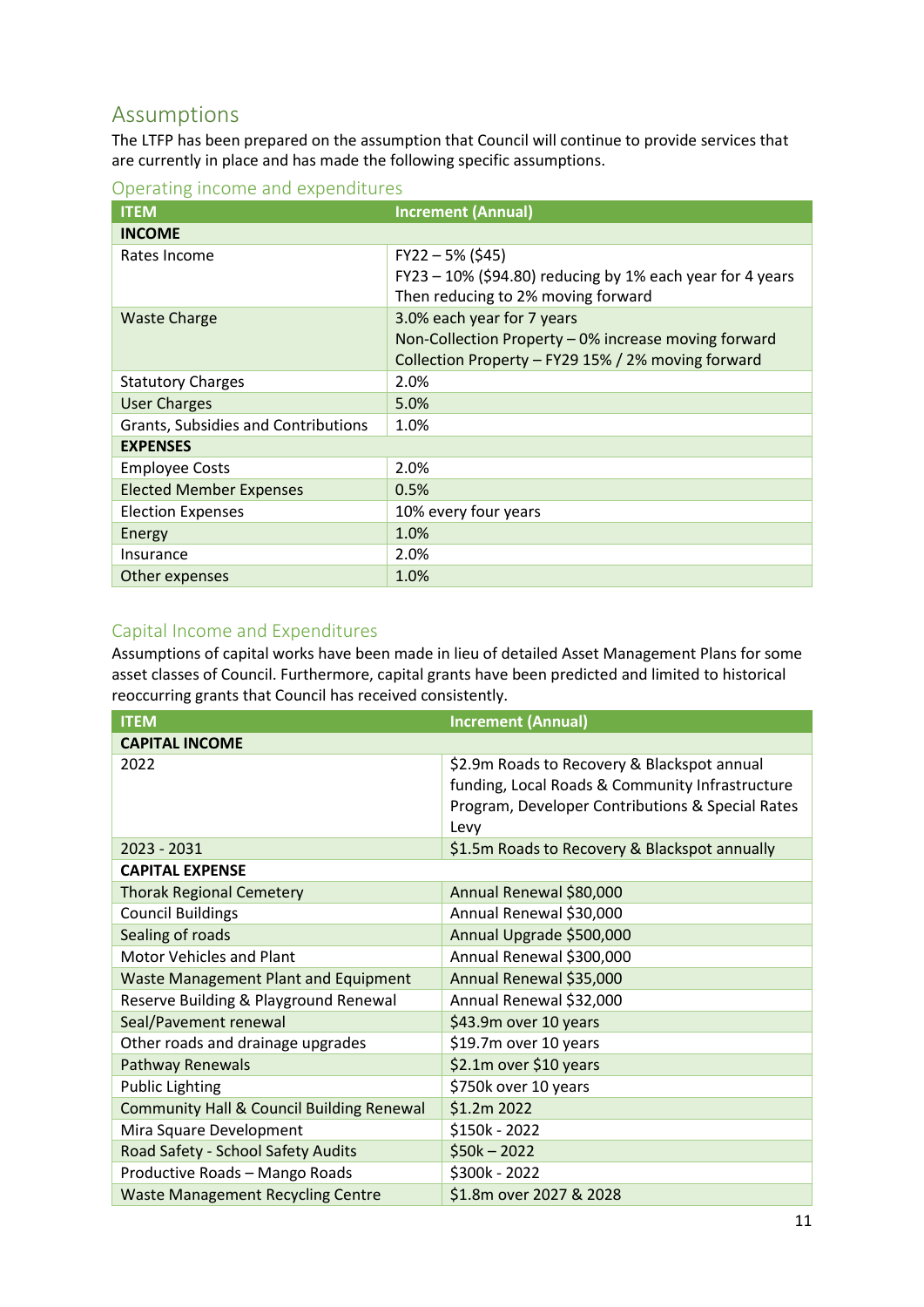## Assumptions

The LTFP has been prepared on the assumption that Council will continue to provide services that are currently in place and has made the following specific assumptions.

### Operating income and expenditures

| ITEM | Increment (Annual) |
|---|---|
| **INCOME** | |
| Rates Income | FY22 – 5% ($45)<br>FY23 – 10% ($94.80) reducing by 1% each year for 4 years<br>Then reducing to 2% moving forward |
| Waste Charge | 3.0% each year for 7 years<br>Non-Collection Property – 0% increase moving forward<br>Collection Property – FY29 15% / 2% moving forward |
| Statutory Charges | 2.0% |
| User Charges | 5.0% |
| Grants, Subsidies and Contributions | 1.0% |
| **EXPENSES** | |
| Employee Costs | 2.0% |
| Elected Member Expenses | 0.5% |
| Election Expenses | 10% every four years |
| Energy | 1.0% |
| Insurance | 2.0% |
| Other expenses | 1.0% |

### Capital Income and Expenditures

Assumptions of capital works have been made in lieu of detailed Asset Management Plans for some asset classes of Council. Furthermore, capital grants have been predicted and limited to historical reoccurring grants that Council has received consistently.

| ITEM | Increment (Annual) |
|---|---|
| **CAPITAL INCOME** | |
| 2022 | $2.9m Roads to Recovery & Blackspot annual funding, Local Roads & Community Infrastructure Program, Developer Contributions & Special Rates Levy |
| 2023 - 2031 | $1.5m Roads to Recovery & Blackspot annually |
| **CAPITAL EXPENSE** | |
| Thorak Regional Cemetery | Annual Renewal $80,000 |
| Council Buildings | Annual Renewal $30,000 |
| Sealing of roads | Annual Upgrade $500,000 |
| Motor Vehicles and Plant | Annual Renewal $300,000 |
| Waste Management Plant and Equipment | Annual Renewal $35,000 |
| Reserve Building & Playground Renewal | Annual Renewal $32,000 |
| Seal/Pavement renewal | $43.9m over 10 years |
| Other roads and drainage upgrades | $19.7m over 10 years |
| Pathway Renewals | $2.1m over $10 years |
| Public Lighting | $750k over 10 years |
| Community Hall & Council Building Renewal | $1.2m 2022 |
| Mira Square Development | $150k - 2022 |
| Road Safety - School Safety Audits | $50k – 2022 |
| Productive Roads – Mango Roads | $300k - 2022 |
| Waste Management Recycling Centre | $1.8m over 2027 & 2028 |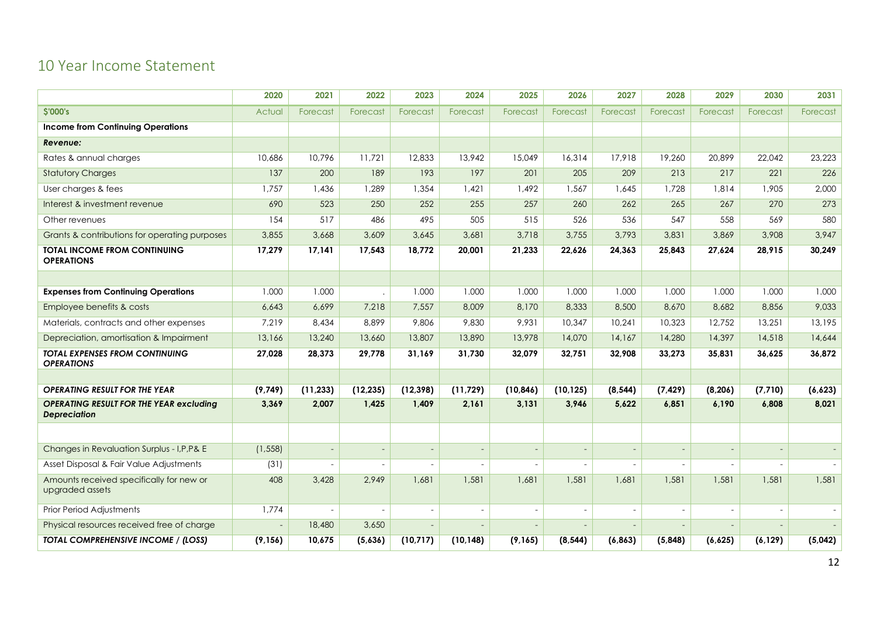# 10 Year Income Statement

| | 2020 | 2021 | 2022 | 2023 | 2024 | 2025 | 2026 | 2027 | 2028 | 2029 | 2030 | 2031 |
|---|---|---|---|---|---|---|---|---|---|---|---|---|
| **$'000's** | Actual | Forecast | Forecast | Forecast | Forecast | Forecast | Forecast | Forecast | Forecast | Forecast | Forecast | Forecast |
| **Income from Continuing Operations** | | | | | | | | | | | | |
| ***Revenue:*** | | | | | | | | | | | | |
| Rates & annual charges | 10,686 | 10,796 | 11,721 | 12,833 | 13,942 | 15,049 | 16,314 | 17,918 | 19,260 | 20,899 | 22,042 | 23,223 |
| Statutory Charges | 137 | 200 | 189 | 193 | 197 | 201 | 205 | 209 | 213 | 217 | 221 | 226 |
| User charges & fees | 1,757 | 1,436 | 1,289 | 1,354 | 1,421 | 1,492 | 1,567 | 1,645 | 1,728 | 1,814 | 1,905 | 2,000 |
| Interest & investment revenue | 690 | 523 | 250 | 252 | 255 | 257 | 260 | 262 | 265 | 267 | 270 | 273 |
| Other revenues | 154 | 517 | 486 | 495 | 505 | 515 | 526 | 536 | 547 | 558 | 569 | 580 |
| Grants & contributions for operating purposes | 3,855 | 3,668 | 3,609 | 3,645 | 3,681 | 3,718 | 3,755 | 3,793 | 3,831 | 3,869 | 3,908 | 3,947 |
| **TOTAL INCOME FROM CONTINUING OPERATIONS** | **17,279** | **17,141** | **17,543** | **18,772** | **20,001** | **21,233** | **22,626** | **24,363** | **25,843** | **27,624** | **28,915** | **30,249** |
| | | | | | | | | | | | | |
| **Expenses from Continuing Operations** | 1.000 | 1.000 | . | 1.000 | 1.000 | 1.000 | 1.000 | 1.000 | 1.000 | 1.000 | 1.000 | 1.000 |
| Employee benefits & costs | 6,643 | 6,699 | 7,218 | 7,557 | 8,009 | 8,170 | 8,333 | 8,500 | 8,670 | 8,682 | 8,856 | 9,033 |
| Materials, contracts and other expenses | 7,219 | 8,434 | 8,899 | 9,806 | 9,830 | 9,931 | 10,347 | 10,241 | 10,323 | 12,752 | 13,251 | 13,195 |
| Depreciation, amortisation & Impairment | 13,166 | 13,240 | 13,660 | 13,807 | 13,890 | 13,978 | 14,070 | 14,167 | 14,280 | 14,397 | 14,518 | 14,644 |
| ***TOTAL EXPENSES FROM CONTINUING OPERATIONS*** | **27,028** | **28,373** | **29,778** | **31,169** | **31,730** | **32,079** | **32,751** | **32,908** | **33,273** | **35,831** | **36,625** | **36,872** |
| | | | | | | | | | | | | |
| ***OPERATING RESULT FOR THE YEAR*** | **(9,749)** | **(11,233)** | **(12,235)** | **(12,398)** | **(11,729)** | **(10,846)** | **(10,125)** | **(8,544)** | **(7,429)** | **(8,206)** | **(7,710)** | **(6,623)** |
| ***OPERATING RESULT FOR THE YEAR excluding Depreciation*** | **3,369** | **2,007** | **1,425** | **1,409** | **2,161** | **3,131** | **3,946** | **5,622** | **6,851** | **6,190** | **6,808** | **8,021** |
| | | | | | | | | | | | | |
| Changes in Revaluation Surplus - I,P,P& E | (1,558) | - | - | - | - | - | - | - | - | - | - | - |
| Asset Disposal & Fair Value Adjustments | (31) | - | - | - | - | - | - | - | - | - | - | - |
| Amounts received specifically for new or upgraded assets | 408 | 3,428 | 2,949 | 1,681 | 1,581 | 1,681 | 1,581 | 1,681 | 1,581 | 1,581 | 1,581 | 1,581 |
| Prior Period Adjustments | 1,774 | - | - | - | - | - | - | - | - | - | - | - |
| Physical resources received free of charge | - | 18,480 | 3,650 | - | - | - | - | - | - | - | - | - |
| ***TOTAL COMPREHENSIVE INCOME / (LOSS)*** | **(9,156)** | **10,675** | **(5,636)** | **(10,717)** | **(10,148)** | **(9,165)** | **(8,544)** | **(6,863)** | **(5,848)** | **(6,625)** | **(6,129)** | **(5,042)** |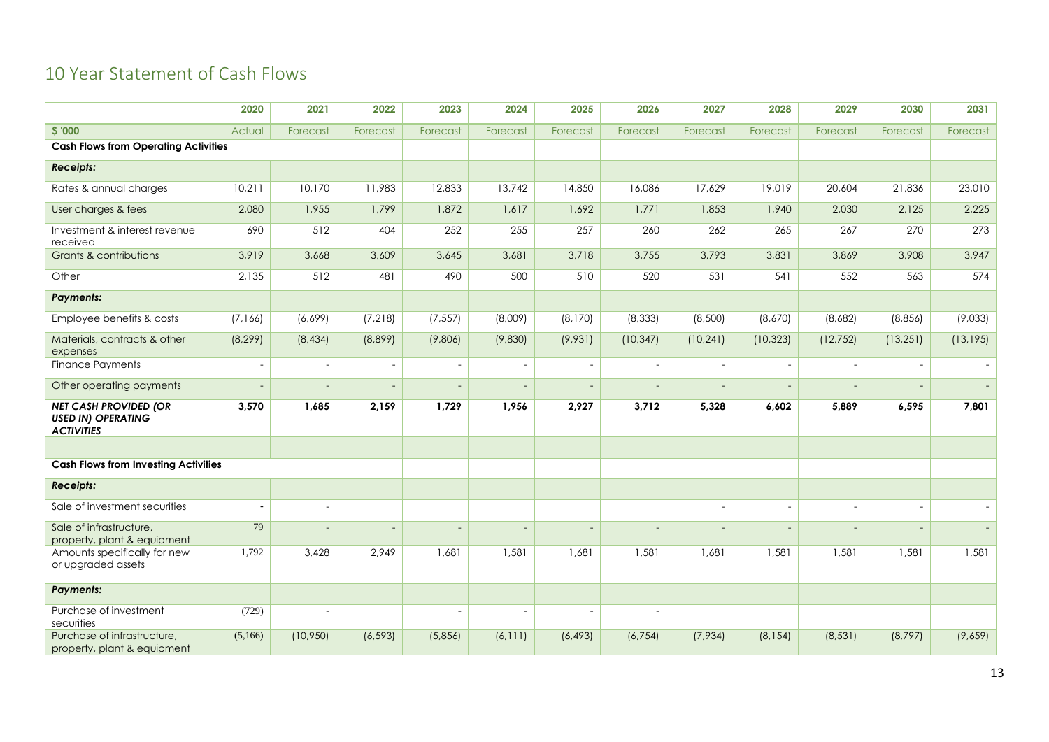# 10 Year Statement of Cash Flows

| | 2020 | 2021 | 2022 | 2023 | 2024 | 2025 | 2026 | 2027 | 2028 | 2029 | 2030 | 2031 |
|---|---|---|---|---|---|---|---|---|---|---|---|---|
| **$ '000** | Actual | Forecast | Forecast | Forecast | Forecast | Forecast | Forecast | Forecast | Forecast | Forecast | Forecast | Forecast |
| **Cash Flows from Operating Activities** | | | | | | | | | | | | |
| ***Receipts:*** | | | | | | | | | | | | |
| Rates & annual charges | 10,211 | 10,170 | 11,983 | 12,833 | 13,742 | 14,850 | 16,086 | 17,629 | 19,019 | 20,604 | 21,836 | 23,010 |
| User charges & fees | 2,080 | 1,955 | 1,799 | 1,872 | 1,617 | 1,692 | 1,771 | 1,853 | 1,940 | 2,030 | 2,125 | 2,225 |
| Investment & interest revenue received | 690 | 512 | 404 | 252 | 255 | 257 | 260 | 262 | 265 | 267 | 270 | 273 |
| Grants & contributions | 3,919 | 3,668 | 3,609 | 3,645 | 3,681 | 3,718 | 3,755 | 3,793 | 3,831 | 3,869 | 3,908 | 3,947 |
| Other | 2,135 | 512 | 481 | 490 | 500 | 510 | 520 | 531 | 541 | 552 | 563 | 574 |
| ***Payments:*** | | | | | | | | | | | | |
| Employee benefits & costs | (7,166) | (6,699) | (7,218) | (7,557) | (8,009) | (8,170) | (8,333) | (8,500) | (8,670) | (8,682) | (8,856) | (9,033) |
| Materials, contracts & other expenses | (8,299) | (8,434) | (8,899) | (9,806) | (9,830) | (9,931) | (10,347) | (10,241) | (10,323) | (12,752) | (13,251) | (13,195) |
| Finance Payments | - | - | - | - | - | - | - | - | - | - | - | - |
| Other operating payments | - | - | - | - | - | - | - | - | - | - | - | - |
| ***NET CASH PROVIDED (OR USED IN) OPERATING ACTIVITIES*** | **3,570** | **1,685** | **2,159** | **1,729** | **1,956** | **2,927** | **3,712** | **5,328** | **6,602** | **5,889** | **6,595** | **7,801** |
| | | | | | | | | | | | | |
| **Cash Flows from Investing Activities** | | | | | | | | | | | | |
| ***Receipts:*** | | | | | | | | | | | | |
| Sale of investment securities | - | - | | | | | | - | - | - | - | - |
| Sale of infrastructure, property, plant & equipment | 79 | - | - | - | - | - | - | - | - | - | - | - |
| Amounts specifically for new or upgraded assets | 1,792 | 3,428 | 2,949 | 1,681 | 1,581 | 1,681 | 1,581 | 1,681 | 1,581 | 1,581 | 1,581 | 1,581 |
| ***Payments:*** | | | | | | | | | | | | |
| Purchase of investment securities | (729) | - | | - | - | - | - | | | | | |
| Purchase of infrastructure, property, plant & equipment | (5,166) | (10,950) | (6,593) | (5,856) | (6,111) | (6,493) | (6,754) | (7,934) | (8,154) | (8,531) | (8,797) | (9,659) |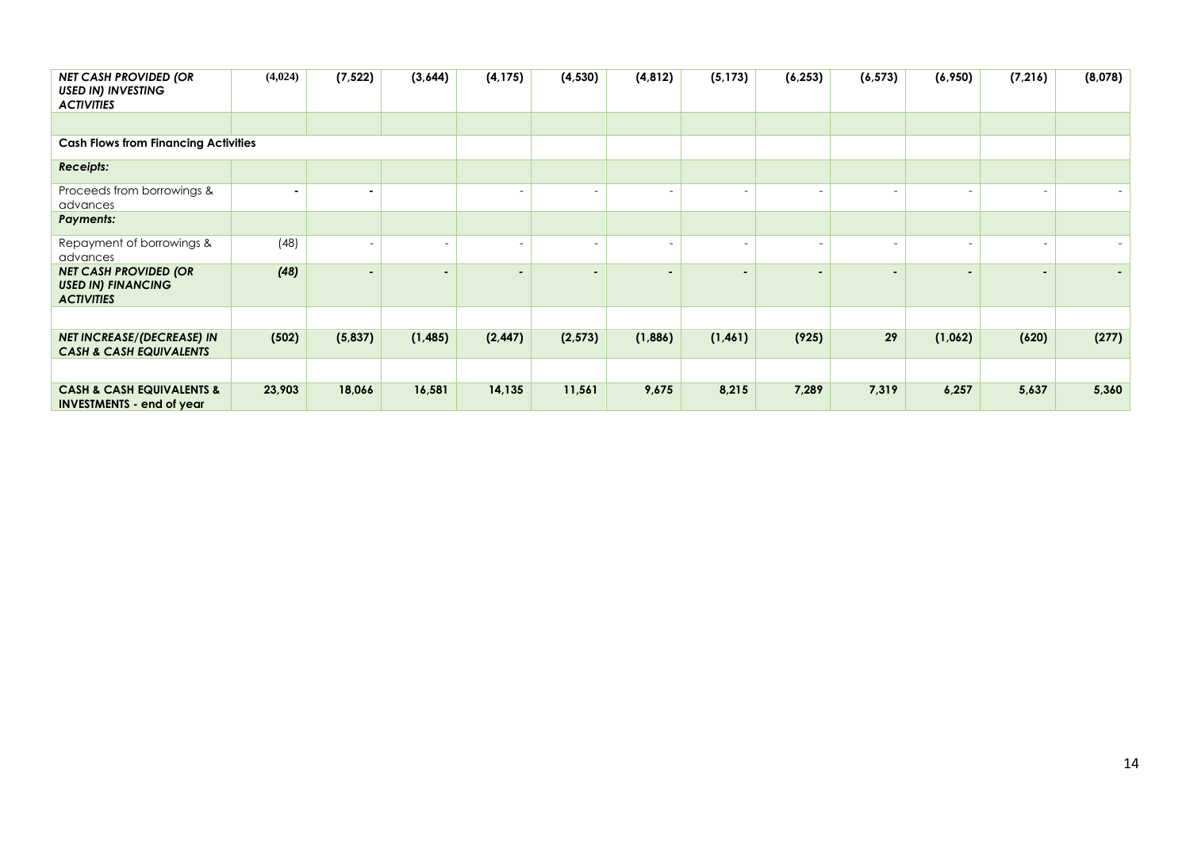| | | | | | | | | | | | | |
|---|---|---|---|---|---|---|---|---|---|---|---|---|
| ***NET CASH PROVIDED (OR USED IN) INVESTING ACTIVITIES*** | **(4,024)** | **(7,522)** | **(3,644)** | **(4,175)** | **(4,530)** | **(4,812)** | **(5,173)** | **(6,253)** | **(6,573)** | **(6,950)** | **(7,216)** | **(8,078)** |
| | | | | | | | | | | | | |
| **Cash Flows from Financing Activities** | | | | | | | | | | | | |
| ***Receipts:*** | | | | | | | | | | | | |
| Proceeds from borrowings & advances | - | - | | - | - | - | - | - | - | - | - | - |
| ***Payments:*** | | | | | | | | | | | | |
| Repayment of borrowings & advances | (48) | - | - | - | - | - | - | - | - | - | - | - |
| ***NET CASH PROVIDED (OR USED IN) FINANCING ACTIVITIES*** | ***(48)*** | - | - | - | - | - | - | - | - | - | - | - |
| | | | | | | | | | | | | |
| ***NET INCREASE/(DECREASE) IN CASH & CASH EQUIVALENTS*** | **(502)** | **(5,837)** | **(1,485)** | **(2,447)** | **(2,573)** | **(1,886)** | **(1,461)** | **(925)** | **29** | **(1,062)** | **(620)** | **(277)** |
| | | | | | | | | | | | | |
| **CASH & CASH EQUIVALENTS & INVESTMENTS - end of year** | **23,903** | **18,066** | **16,581** | **14,135** | **11,561** | **9,675** | **8,215** | **7,289** | **7,319** | **6,257** | **5,637** | **5,360** |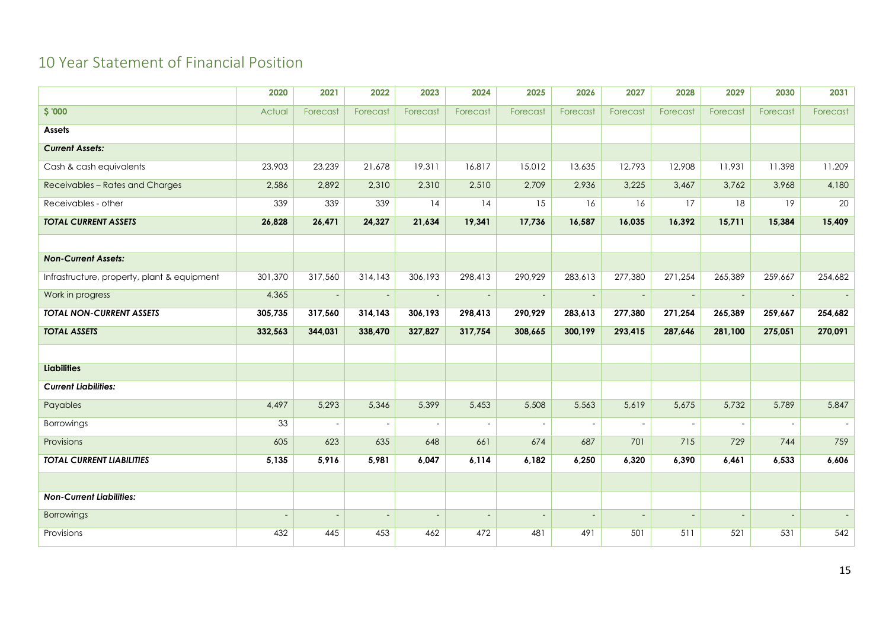## 10 Year Statement of Financial Position

| | 2020 | 2021 | 2022 | 2023 | 2024 | 2025 | 2026 | 2027 | 2028 | 2029 | 2030 | 2031 |
|---|---|---|---|---|---|---|---|---|---|---|---|---|
| **$ '000** | Actual | Forecast | Forecast | Forecast | Forecast | Forecast | Forecast | Forecast | Forecast | Forecast | Forecast | Forecast |
| **Assets** | | | | | | | | | | | | |
| ***Current Assets:*** | | | | | | | | | | | | |
| Cash & cash equivalents | 23,903 | 23,239 | 21,678 | 19,311 | 16,817 | 15,012 | 13,635 | 12,793 | 12,908 | 11,931 | 11,398 | 11,209 |
| Receivables – Rates and Charges | 2,586 | 2,892 | 2,310 | 2,310 | 2,510 | 2,709 | 2,936 | 3,225 | 3,467 | 3,762 | 3,968 | 4,180 |
| Receivables - other | 339 | 339 | 339 | 14 | 14 | 15 | 16 | 16 | 17 | 18 | 19 | 20 |
| ***TOTAL CURRENT ASSETS*** | **26,828** | **26,471** | **24,327** | **21,634** | **19,341** | **17,736** | **16,587** | **16,035** | **16,392** | **15,711** | **15,384** | **15,409** |
| | | | | | | | | | | | | |
| ***Non-Current Assets:*** | | | | | | | | | | | | |
| Infrastructure, property, plant & equipment | 301,370 | 317,560 | 314,143 | 306,193 | 298,413 | 290,929 | 283,613 | 277,380 | 271,254 | 265,389 | 259,667 | 254,682 |
| Work in progress | 4,365 | - | - | - | - | - | - | - | - | - | - | - |
| ***TOTAL NON-CURRENT ASSETS*** | **305,735** | **317,560** | **314,143** | **306,193** | **298,413** | **290,929** | **283,613** | **277,380** | **271,254** | **265,389** | **259,667** | **254,682** |
| ***TOTAL ASSETS*** | **332,563** | **344,031** | **338,470** | **327,827** | **317,754** | **308,665** | **300,199** | **293,415** | **287,646** | **281,100** | **275,051** | **270,091** |
| | | | | | | | | | | | | |
| **Liabilities** | | | | | | | | | | | | |
| ***Current Liabilities:*** | | | | | | | | | | | | |
| Payables | 4,497 | 5,293 | 5,346 | 5,399 | 5,453 | 5,508 | 5,563 | 5,619 | 5,675 | 5,732 | 5,789 | 5,847 |
| Borrowings | 33 | - | - | - | - | - | - | - | - | - | - | - |
| Provisions | 605 | 623 | 635 | 648 | 661 | 674 | 687 | 701 | 715 | 729 | 744 | 759 |
| ***TOTAL CURRENT LIABILITIES*** | **5,135** | **5,916** | **5,981** | **6,047** | **6,114** | **6,182** | **6,250** | **6,320** | **6,390** | **6,461** | **6,533** | **6,606** |
| | | | | | | | | | | | | |
| ***Non-Current Liabilities:*** | | | | | | | | | | | | |
| Borrowings | - | - | - | - | - | - | - | - | - | - | - | - |
| Provisions | 432 | 445 | 453 | 462 | 472 | 481 | 491 | 501 | 511 | 521 | 531 | 542 |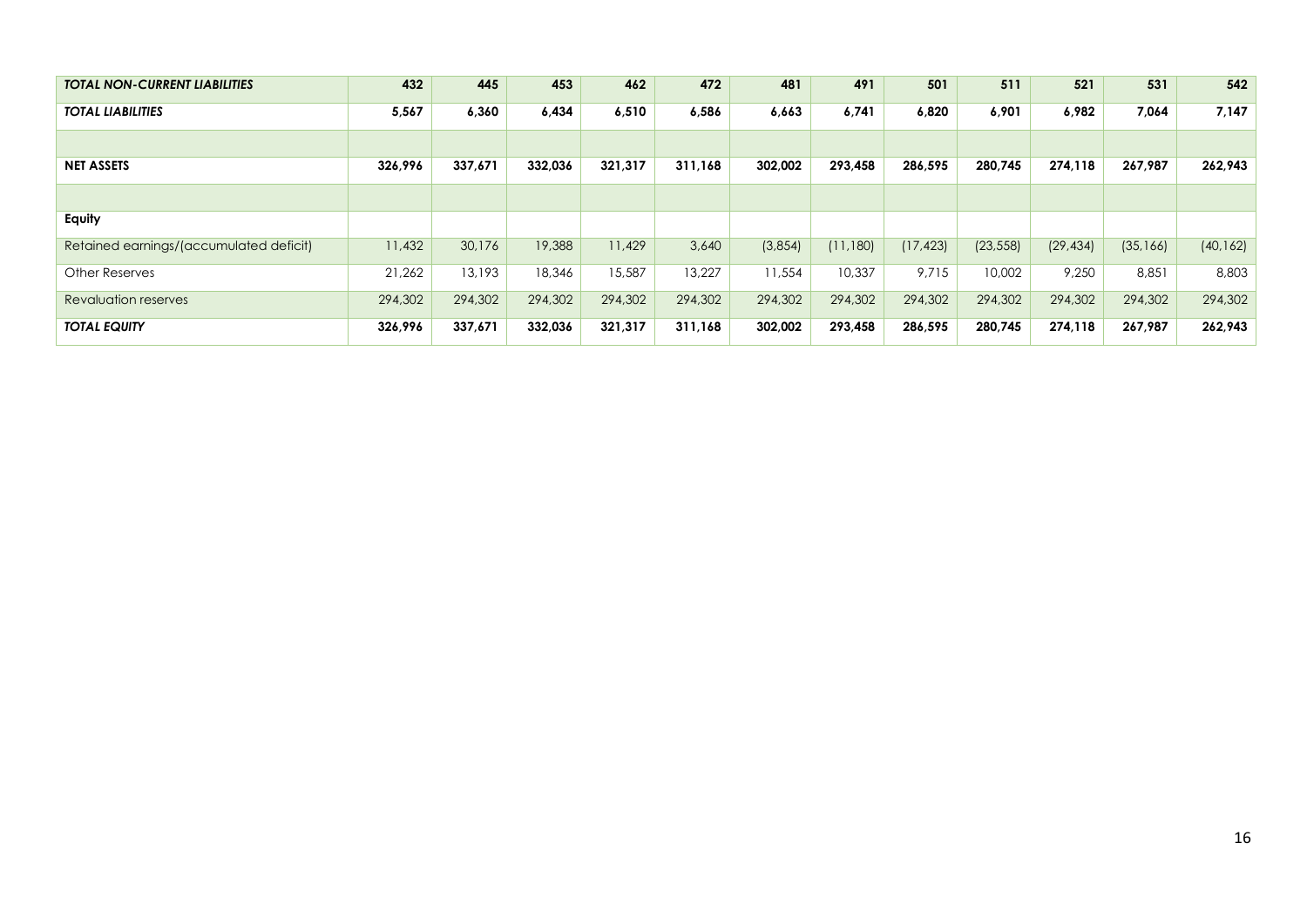| *TOTAL NON-CURRENT LIABILITIES* | **432** | **445** | **453** | **462** | **472** | **481** | **491** | **501** | **511** | **521** | **531** | **542** |
|---|---|---|---|---|---|---|---|---|---|---|---|---|
| *TOTAL LIABILITIES* | **5,567** | **6,360** | **6,434** | **6,510** | **6,586** | **6,663** | **6,741** | **6,820** | **6,901** | **6,982** | **7,064** | **7,147** |
| | | | | | | | | | | | | |
| **NET ASSETS** | **326,996** | **337,671** | **332,036** | **321,317** | **311,168** | **302,002** | **293,458** | **286,595** | **280,745** | **274,118** | **267,987** | **262,943** |
| | | | | | | | | | | | | |
| **Equity** | | | | | | | | | | | | |
| Retained earnings/(accumulated deficit) | 11,432 | 30,176 | 19,388 | 11,429 | 3,640 | (3,854) | (11,180) | (17,423) | (23,558) | (29,434) | (35,166) | (40,162) |
| Other Reserves | 21,262 | 13,193 | 18,346 | 15,587 | 13,227 | 11,554 | 10,337 | 9,715 | 10,002 | 9,250 | 8,851 | 8,803 |
| Revaluation reserves | 294,302 | 294,302 | 294,302 | 294,302 | 294,302 | 294,302 | 294,302 | 294,302 | 294,302 | 294,302 | 294,302 | 294,302 |
| *TOTAL EQUITY* | **326,996** | **337,671** | **332,036** | **321,317** | **311,168** | **302,002** | **293,458** | **286,595** | **280,745** | **274,118** | **267,987** | **262,943** |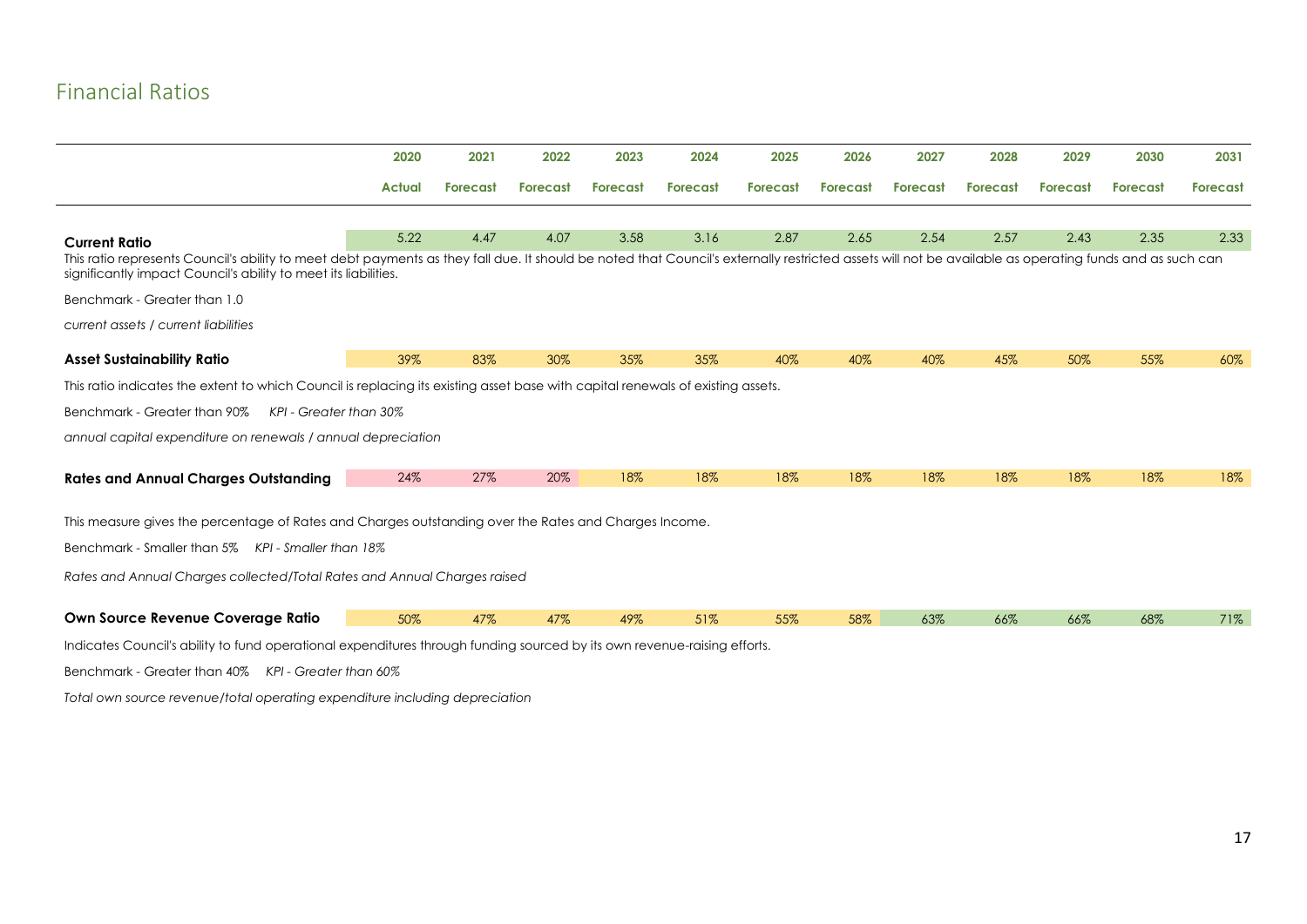## Financial Ratios

| | 2020 Actual | 2021 Forecast | 2022 Forecast | 2023 Forecast | 2024 Forecast | 2025 Forecast | 2026 Forecast | 2027 Forecast | 2028 Forecast | 2029 Forecast | 2030 Forecast | 2031 Forecast |
|---|---|---|---|---|---|---|---|---|---|---|---|---|
| **Current Ratio** | 5.22 | 4.47 | 4.07 | 3.58 | 3.16 | 2.87 | 2.65 | 2.54 | 2.57 | 2.43 | 2.35 | 2.33 |
| **Asset Sustainability Ratio** | 39% | 83% | 30% | 35% | 35% | 40% | 40% | 40% | 45% | 50% | 55% | 60% |
| **Rates and Annual Charges Outstanding** | 24% | 27% | 20% | 18% | 18% | 18% | 18% | 18% | 18% | 18% | 18% | 18% |
| **Own Source Revenue Coverage Ratio** | 50% | 47% | 47% | 49% | 51% | 55% | 58% | 63% | 66% | 66% | 68% | 71% |

**Current Ratio**

This ratio represents Council's ability to meet debt payments as they fall due. It should be noted that Council's externally restricted assets will not be available as operating funds and as such can significantly impact Council's ability to meet its liabilities.

Benchmark - Greater than 1.0

*current assets / current liabilities*

**Asset Sustainability Ratio**

This ratio indicates the extent to which Council is replacing its existing asset base with capital renewals of existing assets.

Benchmark - Greater than 90%    *KPI - Greater than 30%*

*annual capital expenditure on renewals / annual depreciation*

**Rates and Annual Charges Outstanding**

This measure gives the percentage of Rates and Charges outstanding over the Rates and Charges Income.

Benchmark - Smaller than 5%    *KPI - Smaller than 18%*

*Rates and Annual Charges collected/Total Rates and Annual Charges raised*

**Own Source Revenue Coverage Ratio**

Indicates Council's ability to fund operational expenditures through funding sourced by its own revenue-raising efforts.

Benchmark - Greater than 40%    *KPI - Greater than 60%*

*Total own source revenue/total operating expenditure including depreciation*